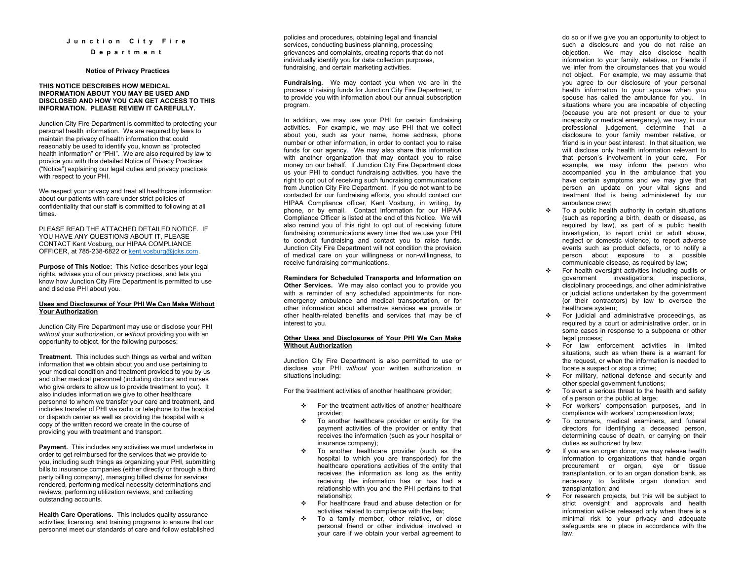# Junction City Fire Department

## Notice of Privacy Practices

**THIS NOTICE DESCRIBES HOW MEDICAL INFORMATION ABOUT YOU MAY BE USED AND DISCLOSED AND HOW YOU CAN GET ACCESS TO THIS INFORMATION. PLEASE REVIEW IT CAREFULLY.**

Junction City Fire Department is committed to protecting your personal health information. We are required by laws to maintain the privacy of health information that could reasonably be used to identify you, known as "protected health information" or "PHI". We are also required by law to provide you with this detailed Notice of Privacy Practices ("Notice") explaining our legal duties and privacy practices with respect to your PHI.

We respect your privacy and treat all healthcare information about our patients with care under strict policies of confidentiality that our staff is committed to following at all times.

PLEASE READ THE ATTACHED DETAILED NOTICE. IF YOU HAVE ANY QUESTIONS ABOUT IT, PLEASE CONTACT Kent Vosburg, our HIPAA COMPLIANCE OFFICER, at 785-238-6822 or kent.vosburg@jcks.com.

**Purpose of This Notice:** This Notice describes your legal rights, advises you of our privacy practices, and lets you know how Junction City Fire Department is permitted to use and disclose PHI about you.

**Uses and Disclosures of Your PHI We Can Make Without Your Authorization**

Junction City Fire Department may use or disclose your PHI *without* your authorization, or *without* providing you with an opportunity to object, for the following purposes:

**Treatment**. This includes such things as verbal and written information that we obtain about you and use pertaining to your medical condition and treatment provided to you by us and other medical personnel (including doctors and nurses who give orders to allow us to provide treatment to you). It also includes information we give to other healthcare personnel to whom we transfer your care and treatment, and includes transfer of PHI via radio or telephone to the hospital or dispatch center as well as providing the hospital with a copy of the written record we create in the course of providing you with treatment and transport.

**Payment.** This includes any activities we must undertake in order to get reimbursed for the services that we provide to you, including such things as organizing your PHI, submitting bills to insurance companies (either directly or through a third party billing company), managing billed claims for services rendered, performing medical necessity determinations and reviews, performing utilization reviews, and collecting outstanding accounts.

**Health Care Operations.** This includes quality assurance activities, licensing, and training programs to ensure that our personnel meet our standards of care and follow established policies and procedures, obtaining legal and financial services, conducting business planning, processing grievances and complaints, creating reports that do not individually identify you for data collection purposes, fundraising, and certain marketing activities.

**Fundraising.** We may contact you when we are in the process of raising funds for Junction City Fire Department, or to provide you with information about our annual subscription program.

In addition, we may use your PHI for certain fundraising activities. For example, we may use PHI that we collect about you, such as your name, home address, phone number or other information, in order to contact you to raise funds for our agency. We may also share this information with another organization that may contact you to raise money on our behalf. If Junction City Fire Department does us your PHI to conduct fundraising activities, you have the right to opt out of receiving such fundraising communications from Junction City Fire Department. If you do not want to be contacted for our fundraising efforts, you should contact our HIPAA Compliance officer, Kent Vosburg, in writing, by phone, or by email. Contact information for our HIPAA Compliance Officer is listed at the end of this Notice. We will also remind you of this right to opt out of receiving future fundraising communications every time that we use your PHI to conduct fundraising and contact you to raise funds. Junction City Fire Department will not condition the provision of medical care on your willingness or non-willingness, to receive fundraising communications.

**Reminders for Scheduled Transports and Information on Other Services.** We may also contact you to provide you with a reminder of any scheduled appointments for non-emergency ambulance and medical transportation, or for other information about alternative services we provide or other health-related benefits and services that may be of interest to you.

**Other Uses and Disclosures of Your PHI We Can Make Without Authorization**

Junction City Fire Department is also permitted to use or disclose your PHI *without* your written authorization in situations including:

For the treatment activities of another healthcare provider;

- For the treatment activities of another healthcare provider;
- To another healthcare provider or entity for the payment activities of the provider or entity that receives the information (such as your hospital or insurance company);
- To another healthcare provider (such as the hospital to which you are transported) for the healthcare operations activities of the entity that receives the information as long as the entity receiving the information has or has had a relationship with you and the PHI pertains to that relationship;
- For healthcare fraud and abuse detection or for activities related to compliance with the law;
- To a family member, other relative, or close personal friend or other individual involved in your care if we obtain your verbal agreement to do so or if we give you an opportunity to object to such a disclosure and you do not raise an objection. We may also disclose health information to your family, relatives, or friends if we infer from the circumstances that you would not object. For example, we may assume that you agree to our disclosure of your personal health information to your spouse when you spouse has called the ambulance for you. In situations where you are incapable of objecting (because you are not present or due to your incapacity or medical emergency), we may, in our professional judgement, determine that a disclosure to your family member relative, or friend is in your best interest. In that situation, we will disclose only health information relevant to that person's involvement in your care. For example, we may inform the person who accompanied you in the ambulance that you have certain symptoms and we may give that person an update on your vital signs and treatment that is being administered by our ambulance crew;
- To a public health authority in certain situations (such as reporting a birth, death or disease, as required by law), as part of a public health investigation, to report child or adult abuse, neglect or domestic violence, to report adverse events such as product defects, or to notify a person about exposure to a possible communicable disease, as required by law;
- For health oversight activities including audits or government investigations, inspections, disciplinary proceedings, and other administrative or judicial actions undertaken by the government (or their contractors) by law to oversee the healthcare system;
- For judicial and administrative proceedings, as required by a court or administrative order, or in some cases in response to a subpoena or other legal process;
- For law enforcement activities in limited situations, such as when there is a warrant for the request, or when the information is needed to locate a suspect or stop a crime;
- For military, national defense and security and other special government functions;
- To avert a serious threat to the health and safety of a person or the public at large;
- For workers' compensation purposes, and in compliance with workers' compensation laws;
- To coroners, medical examiners, and funeral directors for identifying a deceased person, determining cause of death, or carrying on their duties as authorized by law;
- If you are an organ donor, we may release health information to organizations that handle organ procurement or organ, eye or tissue transplantation, or to an organ donation bank, as necessary to facilitate organ donation and transplantation; and
- For research projects, but this will be subject to strict oversight and approvals and health information will-be released only when there is a minimal risk to your privacy and adequate safeguards are in place in accordance with the law.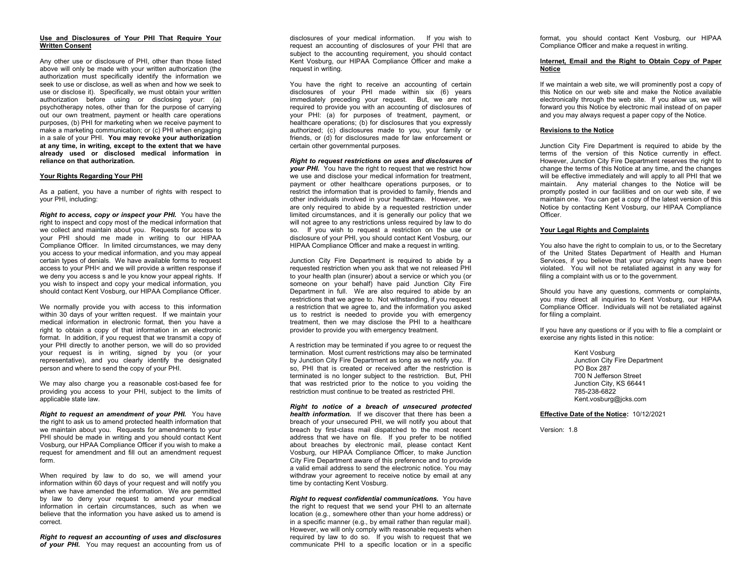**Use and Disclosures of Your PHI That Require Your Written Consent**

Any other use or disclosure of PHI, other than those listed above will only be made with your written authorization (the authorization must specifically identify the information we seek to use or disclose, as well as when and how we seek to use or disclose it). Specifically, we must obtain your written authorization before using or disclosing your: (a) psychotherapy notes, other than for the purpose of carrying out our own treatment, payment or health care operations purposes, (b) PHI for marketing when we receive payment to make a marketing communication; or (c) PHI when engaging in a sale of your PHI. **You may revoke your authorization at any time, in writing, except to the extent that we have already used or disclosed medical information in reliance on that authorization.**

**Your Rights Regarding Your PHI**

As a patient, you have a number of rights with respect to your PHI, including:

***Right to access, copy or inspect your PHI.*** You have the right to inspect and copy most of the medical information that we collect and maintain about you. Requests for access to your PHI should me made in writing to our HIPAA Compliance Officer. In limited circumstances, we may deny you access to your medical information, and you may appeal certain types of denials. We have available forms to request access to your PHI< and we will provide a written response if we deny you access s and le you know your appeal rights. If you wish to inspect and copy your medical information, you should contact Kent Vosburg, our HIPAA Compliance Officer.

We normally provide you with access to this information within 30 days of your written request. If we maintain your medical information in electronic format, then you have a right to obtain a copy of that information in an electronic format. In addition, if you request that we transmit a copy of your PHI directly to another person, we will do so provided your request is in writing, signed by you (or your representative), and you clearly identify the designated person and where to send the copy of your PHI.

We may also charge you a reasonable cost-based fee for providing you access to your PHI, subject to the limits of applicable state law.

***Right to request an amendment of your PHI.*** You have the right to ask us to amend protected health information that we maintain about you. Requests for amendments to your PHI should be made in writing and you should contact Kent Vosburg, our HPAA Compliance Officer if you wish to make a request for amendment and fill out an amendment request form.

When required by law to do so, we will amend your information within 60 days of your request and will notify you when we have amended the information. We are permitted by law to deny your request to amend your medical information in certain circumstances, such as when we believe that the information you have asked us to amend is correct.

***Right to request an accounting of uses and disclosures of your PHI.*** You may request an accounting from us of disclosures of your medical information. If you wish to request an accounting of disclosures of your PHI that are subject to the accounting requirement, you should contact Kent Vosburg, our HIPAA Compliance Officer and make a request in writing.

You have the right to receive an accounting of certain disclosures of your PHI made within six (6) years immediately preceding your request. But, we are not required to provide you with an accounting of disclosures of your PHI: (a) for purposes of treatment, payment, or healthcare operations; (b) for disclosures that you expressly authorized; (c) disclosures made to you, your family or friends, or (d) for disclosures made for law enforcement or certain other governmental purposes.

***Right to request restrictions on uses and disclosures of your PHI.*** You have the right to request that we restrict how we use and disclose your medical information for treatment, payment or other healthcare operations purposes, or to restrict the information that is provided to family, friends and other individuals involved in your healthcare. However, we are only required to abide by a requested restriction under limited circumstances, and it is generally our policy that we will not agree to any restrictions unless required by law to do so. If you wish to request a restriction on the use or disclosure of your PHI, you should contact Kent Vosburg, our HIPAA Compliance Officer and make a request in writing.

Junction City Fire Department is required to abide by a requested restriction when you ask that we not released PHI to your health plan (insurer) about a service or which you (or someone on your behalf) have paid Junction City Fire Department in full. We are also required to abide by an restrictions that we agree to. Not withstanding, if you request a restriction that we agree to, and the information you asked us to restrict is needed to provide you with emergency treatment, then we may disclose the PHI to a healthcare provider to provide you with emergency treatment.

A restriction may be terminated if you agree to or request the termination. Most current restrictions may also be terminated by Junction City Fire Department as long as we notify you. If so, PHI that is created or received after the restriction is terminated is no longer subject to the restriction. But, PHI that was restricted prior to the notice to you voiding the restriction must continue to be treated as restricted PHI.

***Right to notice of a breach of unsecured protected health information.*** If we discover that there has been a breach of your unsecured PHI, we will notify you about that breach by first-class mail dispatched to the most recent address that we have on file. If you prefer to be notified about breaches by electronic mail, please contact Kent Vosburg, our HIPAA Compliance Officer, to make Junction City Fire Department aware of this preference and to provide a valid email address to send the electronic notice. You may withdraw your agreement to receive notice by email at any time by contacting Kent Vosburg.

***Right to request confidential communications.*** You have the right to request that we send your PHI to an alternate location (e.g., somewhere other than your home address) or in a specific manner (e.g., by email rather than regular mail). However, we will only comply with reasonable requests when required by law to do so. If you wish to request that we communicate PHI to a specific location or in a specific format, you should contact Kent Vosburg, our HIPAA Compliance Officer and make a request in writing.

**Internet, Email and the Right to Obtain Copy of Paper Notice**

If we maintain a web site, we will prominently post a copy of this Notice on our web site and make the Notice available electronically through the web site. If you allow us, we will forward you this Notice by electronic mail instead of on paper and you may always request a paper copy of the Notice.

**Revisions to the Notice**

Junction City Fire Department is required to abide by the terms of the version of this Notice currently in effect. However, Junction City Fire Department reserves the right to change the terms of this Notice at any time, and the changes will be effective immediately and will apply to all PHI that we maintain. Any material changes to the Notice will be promptly posted in our facilities and on our web site, if we maintain one. You can get a copy of the latest version of this Notice by contacting Kent Vosburg, our HIPAA Compliance Officer.

**Your Legal Rights and Complaints**

You also have the right to complain to us, or to the Secretary of the United States Department of Health and Human Services, if you believe that your privacy rights have been violated. You will not be retaliated against in any way for filing a complaint with us or to the government.

Should you have any questions, comments or complaints, you may direct all inquiries to Kent Vosburg, our HIPAA Compliance Officer. Individuals will not be retaliated against for filing a complaint.

If you have any questions or if you with to file a complaint or exercise any rights listed in this notice:

Kent Vosburg
Junction City Fire Department
PO Box 287
700 N Jefferson Street
Junction City, KS 66441
785-238-6822
Kent.vosburg@jcks.com

**Effective Date of the Notice:** 10/12/2021

Version: 1.8